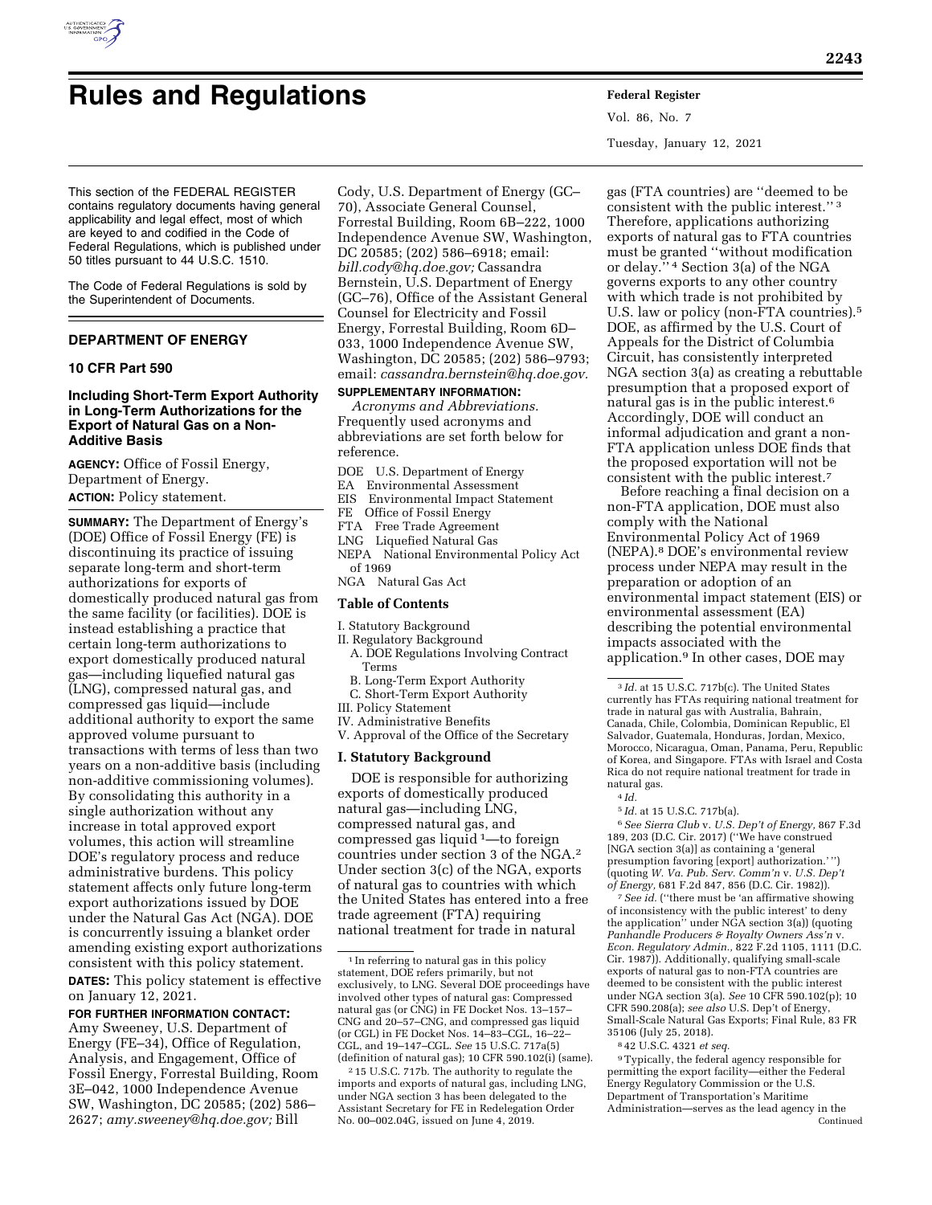# Rules and Regulations

This section of the FEDERAL REGISTER contains regulatory documents having general applicability and legal effect, most of which are keyed to and codified in the Code of Federal Regulations, which is published under 50 titles pursuant to 44 U.S.C. 1510.

The Code of Federal Regulations is sold by the Superintendent of Documents.

## DEPARTMENT OF ENERGY

### 10 CFR Part 590

### Including Short-Term Export Authority in Long-Term Authorizations for the Export of Natural Gas on a Non-Additive Basis

**AGENCY:** Office of Fossil Energy, Department of Energy.

**ACTION:** Policy statement.

**SUMMARY:** The Department of Energy's (DOE) Office of Fossil Energy (FE) is discontinuing its practice of issuing separate long-term and short-term authorizations for exports of domestically produced natural gas from the same facility (or facilities). DOE is instead establishing a practice that certain long-term authorizations to export domestically produced natural gas—including liquefied natural gas (LNG), compressed natural gas, and compressed gas liquid—include additional authority to export the same approved volume pursuant to transactions with terms of less than two years on a non-additive basis (including non-additive commissioning volumes). By consolidating this authority in a single authorization without any increase in total approved export volumes, this action will streamline DOE's regulatory process and reduce administrative burdens. This policy statement affects only future long-term export authorizations issued by DOE under the Natural Gas Act (NGA). DOE is concurrently issuing a blanket order amending existing export authorizations consistent with this policy statement.

**DATES:** This policy statement is effective on January 12, 2021.

**FOR FURTHER INFORMATION CONTACT:** Amy Sweeney, U.S. Department of Energy (FE–34), Office of Regulation, Analysis, and Engagement, Office of Fossil Energy, Forrestal Building, Room 3E–042, 1000 Independence Avenue SW, Washington, DC 20585; (202) 586–2627; *amy.sweeney@hq.doe.gov;* Bill Cody, U.S. Department of Energy (GC–70), Associate General Counsel, Forrestal Building, Room 6B–222, 1000 Independence Avenue SW, Washington, DC 20585; (202) 586–6918; email: *bill.cody@hq.doe.gov;* Cassandra Bernstein, U.S. Department of Energy (GC–76), Office of the Assistant General Counsel for Electricity and Fossil Energy, Forrestal Building, Room 6D–033, 1000 Independence Avenue SW, Washington, DC 20585; (202) 586–9793; email: *cassandra.bernstein@hq.doe.gov.*

**SUPPLEMENTARY INFORMATION:**

*Acronyms and Abbreviations.* Frequently used acronyms and abbreviations are set forth below for reference.

DOE U.S. Department of Energy
EA Environmental Assessment
EIS Environmental Impact Statement
FE Office of Fossil Energy
FTA Free Trade Agreement
LNG Liquefied Natural Gas
NEPA National Environmental Policy Act of 1969
NGA Natural Gas Act

**Table of Contents**

I. Statutory Background
II. Regulatory Background
  A. DOE Regulations Involving Contract Terms
  B. Long-Term Export Authority
  C. Short-Term Export Authority
III. Policy Statement
IV. Administrative Benefits
V. Approval of the Office of the Secretary

## I. Statutory Background

DOE is responsible for authorizing exports of domestically produced natural gas—including LNG, compressed natural gas, and compressed gas liquid [1]—to foreign countries under section 3 of the NGA.[2] Under section 3(c) of the NGA, exports of natural gas to countries with which the United States has entered into a free trade agreement (FTA) requiring national treatment for trade in natural gas (FTA countries) are ''deemed to be consistent with the public interest.'' [3] Therefore, applications authorizing exports of natural gas to FTA countries must be granted ''without modification or delay.'' [4] Section 3(a) of the NGA governs exports to any other country with which trade is not prohibited by U.S. law or policy (non-FTA countries).[5] DOE, as affirmed by the U.S. Court of Appeals for the District of Columbia Circuit, has consistently interpreted NGA section 3(a) as creating a rebuttable presumption that a proposed export of natural gas is in the public interest.[6] Accordingly, DOE will conduct an informal adjudication and grant a non-FTA application unless DOE finds that the proposed exportation will not be consistent with the public interest.[7]

Before reaching a final decision on a non-FTA application, DOE must also comply with the National Environmental Policy Act of 1969 (NEPA).[8] DOE's environmental review process under NEPA may result in the preparation or adoption of an environmental impact statement (EIS) or environmental assessment (EA) describing the potential environmental impacts associated with the application.[9] In other cases, DOE may

---

[1] In referring to natural gas in this policy statement, DOE refers primarily, but not exclusively, to LNG. Several DOE proceedings have involved other types of natural gas: Compressed natural gas (or CNG) in FE Docket Nos. 13–157–CNG and 20–57–CNG, and compressed gas liquid (or CGL) in FE Docket Nos. 14–83–CGL, 16–22–CGL, and 19–147–CGL. *See* 15 U.S.C. 717a(5) (definition of natural gas); 10 CFR 590.102(i) (same).

[2] 15 U.S.C. 717b. The authority to regulate the imports and exports of natural gas, including LNG, under NGA section 3 has been delegated to the Assistant Secretary for FE in Redelegation Order No. 00–002.04G, issued on June 4, 2019.

[3] *Id.* at 15 U.S.C. 717b(c). The United States currently has FTAs requiring national treatment for trade in natural gas with Australia, Bahrain, Canada, Chile, Colombia, Dominican Republic, El Salvador, Guatemala, Honduras, Jordan, Mexico, Morocco, Nicaragua, Oman, Panama, Peru, Republic of Korea, and Singapore. FTAs with Israel and Costa Rica do not require national treatment for trade in natural gas.

[4] *Id.*

[5] *Id.* at 15 U.S.C. 717b(a).

[6] *See Sierra Club* v. *U.S. Dep't of Energy,* 867 F.3d 189, 203 (D.C. Cir. 2017) (''We have construed [NGA section 3(a)] as containing a 'general presumption favoring [export] authorization.' '') (quoting *W. Va. Pub. Serv. Comm'n* v. *U.S. Dep't of Energy,* 681 F.2d 847, 856 (D.C. Cir. 1982)).

[7] *See id.* (''there must be 'an affirmative showing of inconsistency with the public interest' to deny the application'' under NGA section 3(a)) (quoting *Panhandle Producers & Royalty Owners Ass'n* v. *Econ. Regulatory Admin.,* 822 F.2d 1105, 1111 (D.C. Cir. 1987)). Additionally, qualifying small-scale exports of natural gas to non-FTA countries are deemed to be consistent with the public interest under NGA section 3(a). *See* 10 CFR 590.102(p); 10 CFR 590.208(a); *see also* U.S. Dep't of Energy, Small-Scale Natural Gas Exports; Final Rule, 83 FR 35106 (July 25, 2018).

[8] 42 U.S.C. 4321 *et seq.*

[9] Typically, the federal agency responsible for permitting the export facility—either the Federal Energy Regulatory Commission or the U.S. Department of Transportation's Maritime Administration—serves as the lead agency in the Continued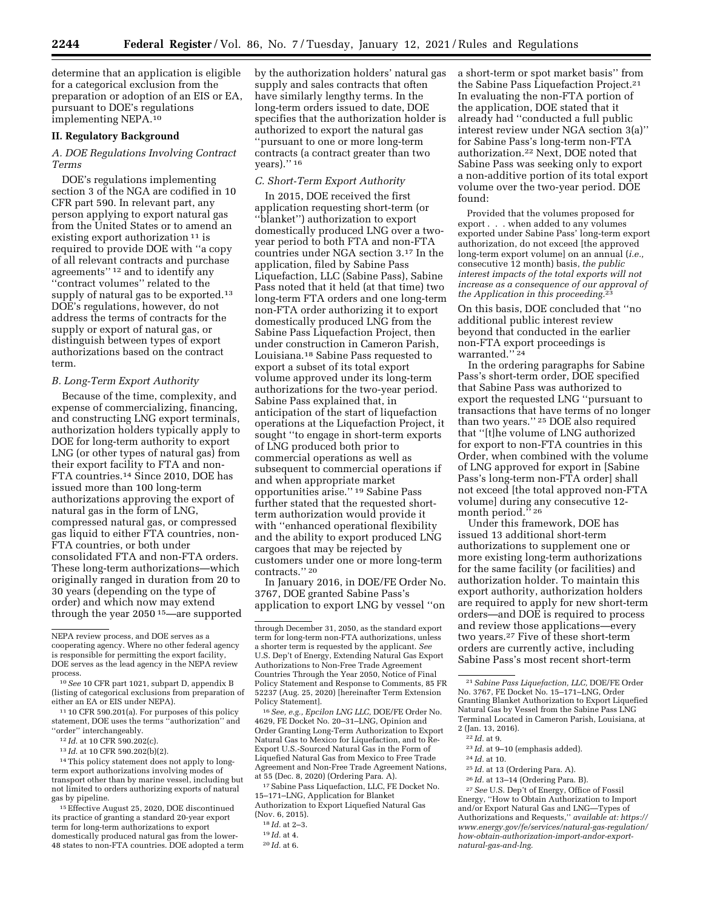determine that an application is eligible for a categorical exclusion from the preparation or adoption of an EIS or EA, pursuant to DOE's regulations implementing NEPA.[10]

## II. Regulatory Background

### A. DOE Regulations Involving Contract Terms

DOE's regulations implementing section 3 of the NGA are codified in 10 CFR part 590. In relevant part, any person applying to export natural gas from the United States or to amend an existing export authorization[11] is required to provide DOE with ''a copy of all relevant contracts and purchase agreements''[12] and to identify any ''contract volumes'' related to the supply of natural gas to be exported.[13] DOE's regulations, however, do not address the terms of contracts for the supply or export of natural gas, or distinguish between types of export authorizations based on the contract term.

### B. Long-Term Export Authority

Because of the time, complexity, and expense of commercializing, financing, and constructing LNG export terminals, authorization holders typically apply to DOE for long-term authority to export LNG (or other types of natural gas) from their export facility to FTA and non-FTA countries.[14] Since 2010, DOE has issued more than 100 long-term authorizations approving the export of natural gas in the form of LNG, compressed natural gas, or compressed gas liquid to either FTA countries, non-FTA countries, or both under consolidated FTA and non-FTA orders. These long-term authorizations—which originally ranged in duration from 20 to 30 years (depending on the type of order) and which now may extend through the year 2050[15]—are supported by the authorization holders' natural gas supply and sales contracts that often have similarly lengthy terms. In the long-term orders issued to date, DOE specifies that the authorization holder is authorized to export the natural gas ''pursuant to one or more long-term contracts (a contract greater than two years).''[16]

### C. Short-Term Export Authority

In 2015, DOE received the first application requesting short-term (or ''blanket'') authorization to export domestically produced LNG over a two-year period to both FTA and non-FTA countries under NGA section 3.[17] In the application, filed by Sabine Pass Liquefaction, LLC (Sabine Pass), Sabine Pass noted that it held (at that time) two long-term FTA orders and one long-term non-FTA order authorizing it to export domestically produced LNG from the Sabine Pass Liquefaction Project, then under construction in Cameron Parish, Louisiana.[18] Sabine Pass requested to export a subset of its total export volume approved under its long-term authorizations for the two-year period. Sabine Pass explained that, in anticipation of the start of liquefaction operations at the Liquefaction Project, it sought ''to engage in short-term exports of LNG produced both prior to commercial operations as well as subsequent to commercial operations if and when appropriate market opportunities arise.''[19] Sabine Pass further stated that the requested short-term authorization would provide it with ''enhanced operational flexibility and the ability to export produced LNG cargoes that may be rejected by customers under one or more long-term contracts.''[20]

In January 2016, in DOE/FE Order No. 3767, DOE granted Sabine Pass's application to export LNG by vessel ''on a short-term or spot market basis'' from the Sabine Pass Liquefaction Project.[21] In evaluating the non-FTA portion of the application, DOE stated that it already had ''conducted a full public interest review under NGA section 3(a)'' for Sabine Pass's long-term non-FTA authorization.[22] Next, DOE noted that Sabine Pass was seeking only to export a non-additive portion of its total export volume over the two-year period. DOE found:

> Provided that the volumes proposed for export . . . when added to any volumes exported under Sabine Pass' long-term export authorization, do not exceed [the approved long-term export volume] on an annual (*i.e.,* consecutive 12 month) basis, *the public interest impacts of the total exports will not increase as a consequence of our approval of the Application in this proceeding*.[23]

On this basis, DOE concluded that ''no additional public interest review beyond that conducted in the earlier non-FTA export proceedings is warranted.''[24]

In the ordering paragraphs for Sabine Pass's short-term order, DOE specified that Sabine Pass was authorized to export the requested LNG ''pursuant to transactions that have terms of no longer than two years.''[25] DOE also required that ''[t]he volume of LNG authorized for export to non-FTA countries in this Order, when combined with the volume of LNG approved for export in [Sabine Pass's long-term non-FTA order] shall not exceed [the total approved non-FTA volume] during any consecutive 12-month period.''[26]

Under this framework, DOE has issued 13 additional short-term authorizations to supplement one or more existing long-term authorizations for the same facility (or facilities) and authorization holder. To maintain this export authority, authorization holders are required to apply for new short-term orders—and DOE is required to process and review those applications—every two years.[27] Five of these short-term orders are currently active, including Sabine Pass's most recent short-term

---

NEPA review process, and DOE serves as a cooperating agency. Where no other federal agency is responsible for permitting the export facility, DOE serves as the lead agency in the NEPA review process.

[10] *See* 10 CFR part 1021, subpart D, appendix B (listing of categorical exclusions from preparation of either an EA or EIS under NEPA).

[11] 10 CFR 590.201(a). For purposes of this policy statement, DOE uses the terms ''authorization'' and ''order'' interchangeably.

[12] *Id.* at 10 CFR 590.202(c).

[13] *Id.* at 10 CFR 590.202(b)(2).

[14] This policy statement does not apply to long-term export authorizations involving modes of transport other than by marine vessel, including but not limited to orders authorizing exports of natural gas by pipeline.

[15] Effective August 25, 2020, DOE discontinued its practice of granting a standard 20-year export term for long-term authorizations to export domestically produced natural gas from the lower-48 states to non-FTA countries. DOE adopted a term through December 31, 2050, as the standard export term for long-term non-FTA authorizations, unless a shorter term is requested by the applicant. *See* U.S. Dep't of Energy, Extending Natural Gas Export Authorizations to Non-Free Trade Agreement Countries Through the Year 2050, Notice of Final Policy Statement and Response to Comments, 85 FR 52237 (Aug. 25, 2020) [hereinafter Term Extension Policy Statement].

[16] *See, e.g., Epcilon LNG LLC,* DOE/FE Order No. 4629, FE Docket No. 20–31–LNG, Opinion and Order Granting Long-Term Authorization to Export Natural Gas to Mexico for Liquefaction, and to Re-Export U.S.-Sourced Natural Gas in the Form of Liquefied Natural Gas from Mexico to Free Trade Agreement and Non-Free Trade Agreement Nations, at 55 (Dec. 8, 2020) (Ordering Para. A).

[17] Sabine Pass Liquefaction, LLC, FE Docket No. 15–171–LNG, Application for Blanket Authorization to Export Liquefied Natural Gas (Nov. 6, 2015).

[18] *Id.* at 2–3.

[19] *Id.* at 4.

[20] *Id.* at 6.

[21] *Sabine Pass Liquefaction, LLC,* DOE/FE Order No. 3767, FE Docket No. 15–171–LNG, Order Granting Blanket Authorization to Export Liquefied Natural Gas by Vessel from the Sabine Pass LNG Terminal Located in Cameron Parish, Louisiana, at 2 (Jan. 13, 2016).

[22] *Id.* at 9.

[23] *Id.* at 9–10 (emphasis added).

[24] *Id.* at 10.

[25] *Id.* at 13 (Ordering Para. A).

[26] *Id.* at 13–14 (Ordering Para. B).

[27] *See* U.S. Dep't of Energy, Office of Fossil Energy, ''How to Obtain Authorization to Import and/or Export Natural Gas and LNG—Types of Authorizations and Requests,'' *available at: https://www.energy.gov/fe/services/natural-gas-regulation/how-obtain-authorization-import-andor-export-natural-gas-and-lng.*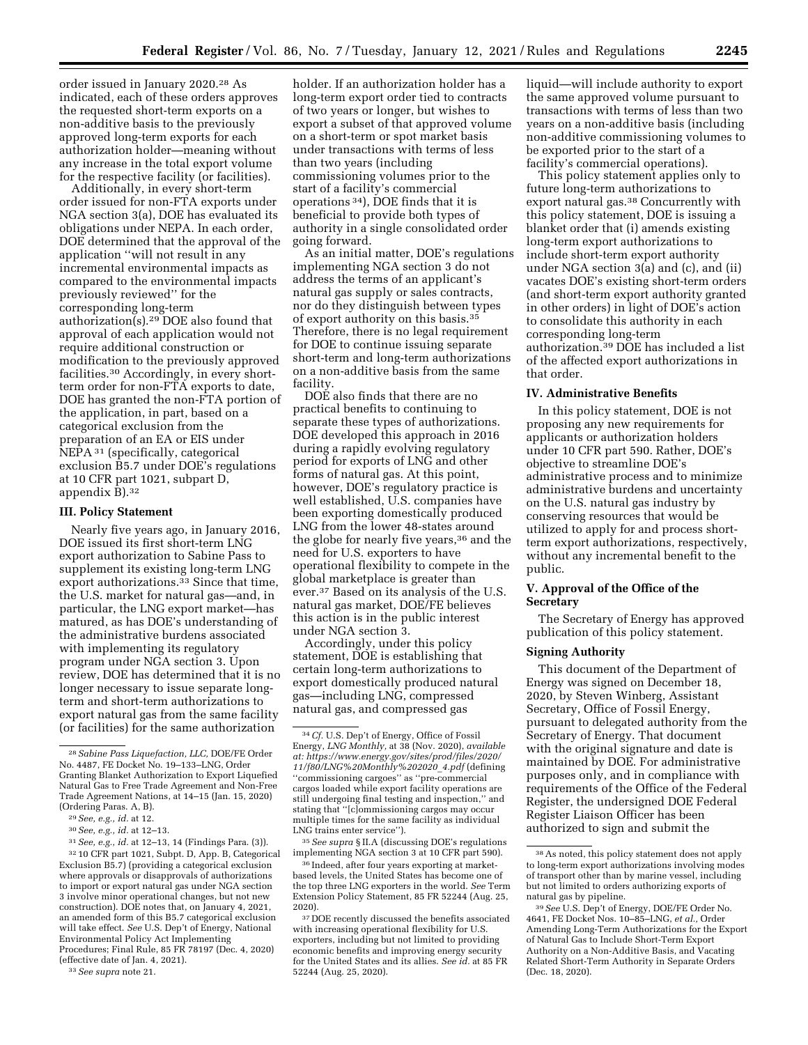order issued in January 2020.[28] As indicated, each of these orders approves the requested short-term exports on a non-additive basis to the previously approved long-term exports for each authorization holder—meaning without any increase in the total export volume for the respective facility (or facilities).

Additionally, in every short-term order issued for non-FTA exports under NGA section 3(a), DOE has evaluated its obligations under NEPA. In each order, DOE determined that the approval of the application "will not result in any incremental environmental impacts as compared to the environmental impacts previously reviewed" for the corresponding long-term authorization(s).[29] DOE also found that approval of each application would not require additional construction or modification to the previously approved facilities.[30] Accordingly, in every short-term order for non-FTA exports to date, DOE has granted the non-FTA portion of the application, in part, based on a categorical exclusion from the preparation of an EA or EIS under NEPA[31] (specifically, categorical exclusion B5.7 under DOE's regulations at 10 CFR part 1021, subpart D, appendix B).[32]

## III. Policy Statement

Nearly five years ago, in January 2016, DOE issued its first short-term LNG export authorization to Sabine Pass to supplement its existing long-term LNG export authorizations.[33] Since that time, the U.S. market for natural gas—and, in particular, the LNG export market—has matured, as has DOE's understanding of the administrative burdens associated with implementing its regulatory program under NGA section 3. Upon review, DOE has determined that it is no longer necessary to issue separate long-term and short-term authorizations to export natural gas from the same facility (or facilities) for the same authorization holder. If an authorization holder has a long-term export order tied to contracts of two years or longer, but wishes to export a subset of that approved volume on a short-term or spot market basis under transactions with terms of less than two years (including commissioning volumes prior to the start of a facility's commercial operations[34]), DOE finds that it is beneficial to provide both types of authority in a single consolidated order going forward.

As an initial matter, DOE's regulations implementing NGA section 3 do not address the terms of an applicant's natural gas supply or sales contracts, nor do they distinguish between types of export authority on this basis.[35] Therefore, there is no legal requirement for DOE to continue issuing separate short-term and long-term authorizations on a non-additive basis from the same facility.

DOE also finds that there are no practical benefits to continuing to separate these types of authorizations. DOE developed this approach in 2016 during a rapidly evolving regulatory period for exports of LNG and other forms of natural gas. At this point, however, DOE's regulatory practice is well established, U.S. companies have been exporting domestically produced LNG from the lower 48-states around the globe for nearly five years,[36] and the need for U.S. exporters to have operational flexibility to compete in the global marketplace is greater than ever.[37] Based on its analysis of the U.S. natural gas market, DOE/FE believes this action is in the public interest under NGA section 3.

Accordingly, under this policy statement, DOE is establishing that certain long-term authorizations to export domestically produced natural gas—including LNG, compressed natural gas, and compressed gas liquid—will include authority to export the same approved volume pursuant to transactions with terms of less than two years on a non-additive basis (including non-additive commissioning volumes to be exported prior to the start of a facility's commercial operations).

This policy statement applies only to future long-term authorizations to export natural gas.[38] Concurrently with this policy statement, DOE is issuing a blanket order that (i) amends existing long-term export authorizations to include short-term export authority under NGA section 3(a) and (c), and (ii) vacates DOE's existing short-term orders (and short-term export authority granted in other orders) in light of DOE's action to consolidate this authority in each corresponding long-term authorization.[39] DOE has included a list of the affected export authorizations in that order.

## IV. Administrative Benefits

In this policy statement, DOE is not proposing any new requirements for applicants or authorization holders under 10 CFR part 590. Rather, DOE's objective to streamline DOE's administrative process and to minimize administrative burdens and uncertainty on the U.S. natural gas industry by conserving resources that would be utilized to apply for and process short-term export authorizations, respectively, without any incremental benefit to the public.

## V. Approval of the Office of the Secretary

The Secretary of Energy has approved publication of this policy statement.

### Signing Authority

This document of the Department of Energy was signed on December 18, 2020, by Steven Winberg, Assistant Secretary, Office of Fossil Energy, pursuant to delegated authority from the Secretary of Energy. That document with the original signature and date is maintained by DOE. For administrative purposes only, and in compliance with requirements of the Office of the Federal Register, the undersigned DOE Federal Register Liaison Officer has been authorized to sign and submit the

---

[28] *Sabine Pass Liquefaction, LLC,* DOE/FE Order No. 4487, FE Docket No. 19–133–LNG, Order Granting Blanket Authorization to Export Liquefied Natural Gas to Free Trade Agreement and Non-Free Trade Agreement Nations, at 14–15 (Jan. 15, 2020) (Ordering Paras. A, B).

[29] *See, e.g., id.* at 12.

[30] *See, e.g., id.* at 12–13.

[31] *See, e.g., id.* at 12–13, 14 (Findings Para. (3)).

[32] 10 CFR part 1021, Subpt. D, App. B, Categorical Exclusion B5.7) (providing a categorical exclusion where approvals or disapprovals of authorizations to import or export natural gas under NGA section 3 involve minor operational changes, but not new construction). DOE notes that, on January 4, 2021, an amended form of this B5.7 categorical exclusion will take effect. *See* U.S. Dep't of Energy, National Environmental Policy Act Implementing Procedures; Final Rule, 85 FR 78197 (Dec. 4, 2020) (effective date of Jan. 4, 2021).

[33] *See supra* note 21.

[34] *Cf.* U.S. Dep't of Energy, Office of Fossil Energy, *LNG Monthly,* at 38 (Nov. 2020), *available at: https://www.energy.gov/sites/prod/files/2020/11/f80/LNG%20Monthly%202020_4.pdf* (defining "commissioning cargoes" as "pre-commercial cargos loaded while export facility operations are still undergoing final testing and inspection," and stating that "[c]ommissioning cargos may occur multiple times for the same facility as individual LNG trains enter service").

[35] *See supra* § II.A (discussing DOE's regulations implementing NGA section 3 at 10 CFR part 590).

[36] Indeed, after four years exporting at market-based levels, the United States has become one of the top three LNG exporters in the world. *See* Term Extension Policy Statement, 85 FR 52244 (Aug. 25, 2020).

[37] DOE recently discussed the benefits associated with increasing operational flexibility for U.S. exporters, including but not limited to providing economic benefits and improving energy security for the United States and its allies. *See id.* at 85 FR 52244 (Aug. 25, 2020).

[38] As noted, this policy statement does not apply to long-term export authorizations involving modes of transport other than by marine vessel, including but not limited to orders authorizing exports of natural gas by pipeline.

[39] *See* U.S. Dep't of Energy, DOE/FE Order No. 4641, FE Docket Nos. 10–85–LNG, *et al.,* Order Amending Long-Term Authorizations for the Export of Natural Gas to Include Short-Term Export Authority on a Non-Additive Basis, and Vacating Related Short-Term Authority in Separate Orders (Dec. 18, 2020).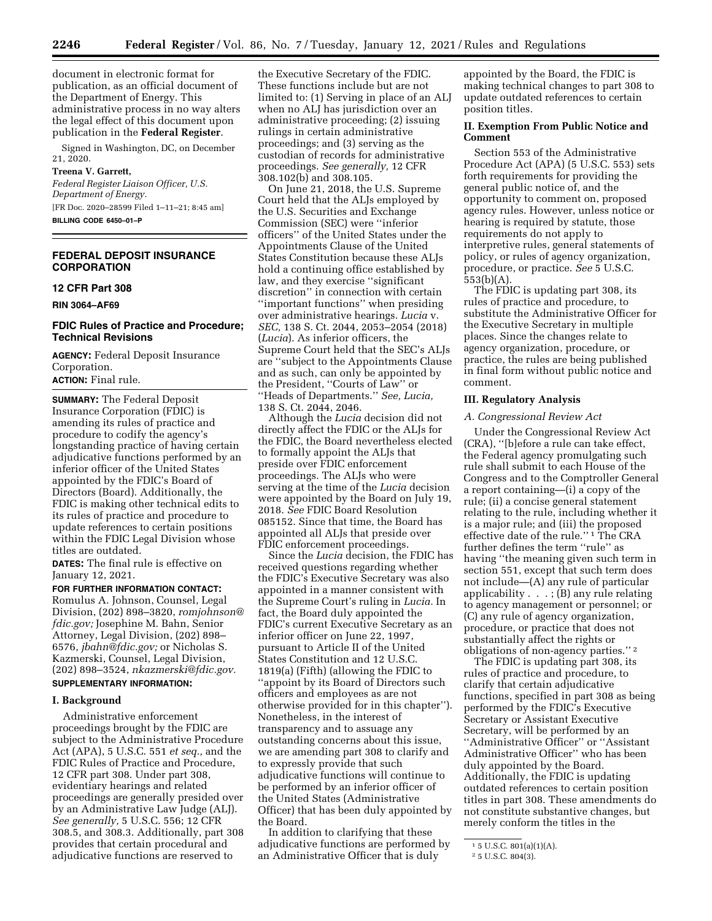document in electronic format for publication, as an official document of the Department of Energy. This administrative process in no way alters the legal effect of this document upon publication in the **Federal Register**.

Signed in Washington, DC, on December 21, 2020.

**Treena V. Garrett,**

*Federal Register Liaison Officer, U.S. Department of Energy.*

[FR Doc. 2020–28599 Filed 1–11–21; 8:45 am]

**BILLING CODE 6450–01–P**

## FEDERAL DEPOSIT INSURANCE CORPORATION

### 12 CFR Part 308

**RIN 3064–AF69**

### FDIC Rules of Practice and Procedure; Technical Revisions

**AGENCY:** Federal Deposit Insurance Corporation.

**ACTION:** Final rule.

**SUMMARY:** The Federal Deposit Insurance Corporation (FDIC) is amending its rules of practice and procedure to codify the agency's longstanding practice of having certain adjudicative functions performed by an inferior officer of the United States appointed by the FDIC's Board of Directors (Board). Additionally, the FDIC is making other technical edits to its rules of practice and procedure to update references to certain positions within the FDIC Legal Division whose titles are outdated.

**DATES:** The final rule is effective on January 12, 2021.

**FOR FURTHER INFORMATION CONTACT:** Romulus A. Johnson, Counsel, Legal Division, (202) 898–3820, *romjohnson@fdic.gov;* Josephine M. Bahn, Senior Attorney, Legal Division, (202) 898–6576, *jbahn@fdic.gov;* or Nicholas S. Kazmerski, Counsel, Legal Division, (202) 898–3524, *nkazmerski@fdic.gov.*

**SUPPLEMENTARY INFORMATION:**

#### I. Background

Administrative enforcement proceedings brought by the FDIC are subject to the Administrative Procedure Act (APA), 5 U.S.C. 551 *et seq.,* and the FDIC Rules of Practice and Procedure, 12 CFR part 308. Under part 308, evidentiary hearings and related proceedings are generally presided over by an Administrative Law Judge (ALJ). *See generally,* 5 U.S.C. 556; 12 CFR 308.5, and 308.3. Additionally, part 308 provides that certain procedural and adjudicative functions are reserved to the Executive Secretary of the FDIC. These functions include but are not limited to: (1) Serving in place of an ALJ when no ALJ has jurisdiction over an administrative proceeding; (2) issuing rulings in certain administrative proceedings; and (3) serving as the custodian of records for administrative proceedings. *See generally,* 12 CFR 308.102(b) and 308.105.

On June 21, 2018, the U.S. Supreme Court held that the ALJs employed by the U.S. Securities and Exchange Commission (SEC) were ''inferior officers'' of the United States under the Appointments Clause of the United States Constitution because these ALJs hold a continuing office established by law, and they exercise ''significant discretion'' in connection with certain ''important functions'' when presiding over administrative hearings. *Lucia* v. *SEC,* 138 S. Ct. 2044, 2053–2054 (2018) (*Lucia*). As inferior officers, the Supreme Court held that the SEC's ALJs are ''subject to the Appointments Clause and as such, can only be appointed by the President, ''Courts of Law'' or ''Heads of Departments.'' *See, Lucia,* 138 S. Ct. 2044, 2046.

Although the *Lucia* decision did not directly affect the FDIC or the ALJs for the FDIC, the Board nevertheless elected to formally appoint the ALJs that preside over FDIC enforcement proceedings. The ALJs who were serving at the time of the *Lucia* decision were appointed by the Board on July 19, 2018. *See* FDIC Board Resolution 085152. Since that time, the Board has appointed all ALJs that preside over FDIC enforcement proceedings.

Since the *Lucia* decision, the FDIC has received questions regarding whether the FDIC's Executive Secretary was also appointed in a manner consistent with the Supreme Court's ruling in *Lucia.* In fact, the Board duly appointed the FDIC's current Executive Secretary as an inferior officer on June 22, 1997, pursuant to Article II of the United States Constitution and 12 U.S.C. 1819(a) (Fifth) (allowing the FDIC to ''appoint by its Board of Directors such officers and employees as are not otherwise provided for in this chapter''). Nonetheless, in the interest of transparency and to assuage any outstanding concerns about this issue, we are amending part 308 to clarify and to expressly provide that such adjudicative functions will continue to be performed by an inferior officer of the United States (Administrative Officer) that has been duly appointed by the Board.

In addition to clarifying that these adjudicative functions are performed by an Administrative Officer that is duly appointed by the Board, the FDIC is making technical changes to part 308 to update outdated references to certain position titles.

#### II. Exemption From Public Notice and Comment

Section 553 of the Administrative Procedure Act (APA) (5 U.S.C. 553) sets forth requirements for providing the general public notice of, and the opportunity to comment on, proposed agency rules. However, unless notice or hearing is required by statute, those requirements do not apply to interpretive rules, general statements of policy, or rules of agency organization, procedure, or practice. *See* 5 U.S.C. 553(b)(A).

The FDIC is updating part 308, its rules of practice and procedure, to substitute the Administrative Officer for the Executive Secretary in multiple places. Since the changes relate to agency organization, procedure, or practice, the rules are being published in final form without public notice and comment.

#### III. Regulatory Analysis

*A. Congressional Review Act*

Under the Congressional Review Act (CRA), ''[b]efore a rule can take effect, the Federal agency promulgating such rule shall submit to each House of the Congress and to the Comptroller General a report containing—(i) a copy of the rule; (ii) a concise general statement relating to the rule, including whether it is a major rule; and (iii) the proposed effective date of the rule.'' [1] The CRA further defines the term ''rule'' as having ''the meaning given such term in section 551, except that such term does not include—(A) any rule of particular applicability . . . ; (B) any rule relating to agency management or personnel; or (C) any rule of agency organization, procedure, or practice that does not substantially affect the rights or obligations of non-agency parties.'' [2]

The FDIC is updating part 308, its rules of practice and procedure, to clarify that certain adjudicative functions, specified in part 308 as being performed by the FDIC's Executive Secretary or Assistant Executive Secretary, will be performed by an ''Administrative Officer'' or ''Assistant Administrative Officer'' who has been duly appointed by the Board. Additionally, the FDIC is updating outdated references to certain position titles in part 308. These amendments do not constitute substantive changes, but merely conform the titles in the

[1] 5 U.S.C. 801(a)(1)(A).

[2] 5 U.S.C. 804(3).